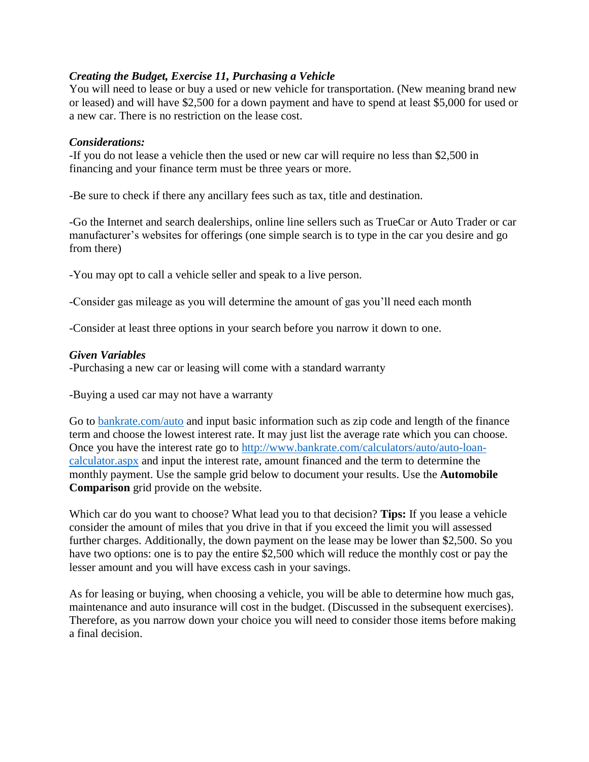***Creating the Budget, Exercise 11, Purchasing a Vehicle***

You will need to lease or buy a used or new vehicle for transportation. (New meaning brand new or leased) and will have $2,500 for a down payment and have to spend at least $5,000 for used or a new car. There is no restriction on the lease cost.

***Considerations:***

-If you do not lease a vehicle then the used or new car will require no less than $2,500 in financing and your finance term must be three years or more.

-Be sure to check if there any ancillary fees such as tax, title and destination.

-Go the Internet and search dealerships, online line sellers such as TrueCar or Auto Trader or car manufacturer's websites for offerings (one simple search is to type in the car you desire and go from there)

-You may opt to call a vehicle seller and speak to a live person.

-Consider gas mileage as you will determine the amount of gas you'll need each month

-Consider at least three options in your search before you narrow it down to one.

***Given Variables***

-Purchasing a new car or leasing will come with a standard warranty

-Buying a used car may not have a warranty

Go to [bankrate.com/auto](bankrate.com/auto) and input basic information such as zip code and length of the finance term and choose the lowest interest rate. It may just list the average rate which you can choose. Once you have the interest rate go to [http://www.bankrate.com/calculators/auto/auto-loan-calculator.aspx](http://www.bankrate.com/calculators/auto/auto-loan-calculator.aspx) and input the interest rate, amount financed and the term to determine the monthly payment. Use the sample grid below to document your results. Use the **Automobile Comparison** grid provide on the website.

Which car do you want to choose? What lead you to that decision? **Tips:** If you lease a vehicle consider the amount of miles that you drive in that if you exceed the limit you will assessed further charges. Additionally, the down payment on the lease may be lower than $2,500. So you have two options: one is to pay the entire $2,500 which will reduce the monthly cost or pay the lesser amount and you will have excess cash in your savings.

As for leasing or buying, when choosing a vehicle, you will be able to determine how much gas, maintenance and auto insurance will cost in the budget. (Discussed in the subsequent exercises). Therefore, as you narrow down your choice you will need to consider those items before making a final decision.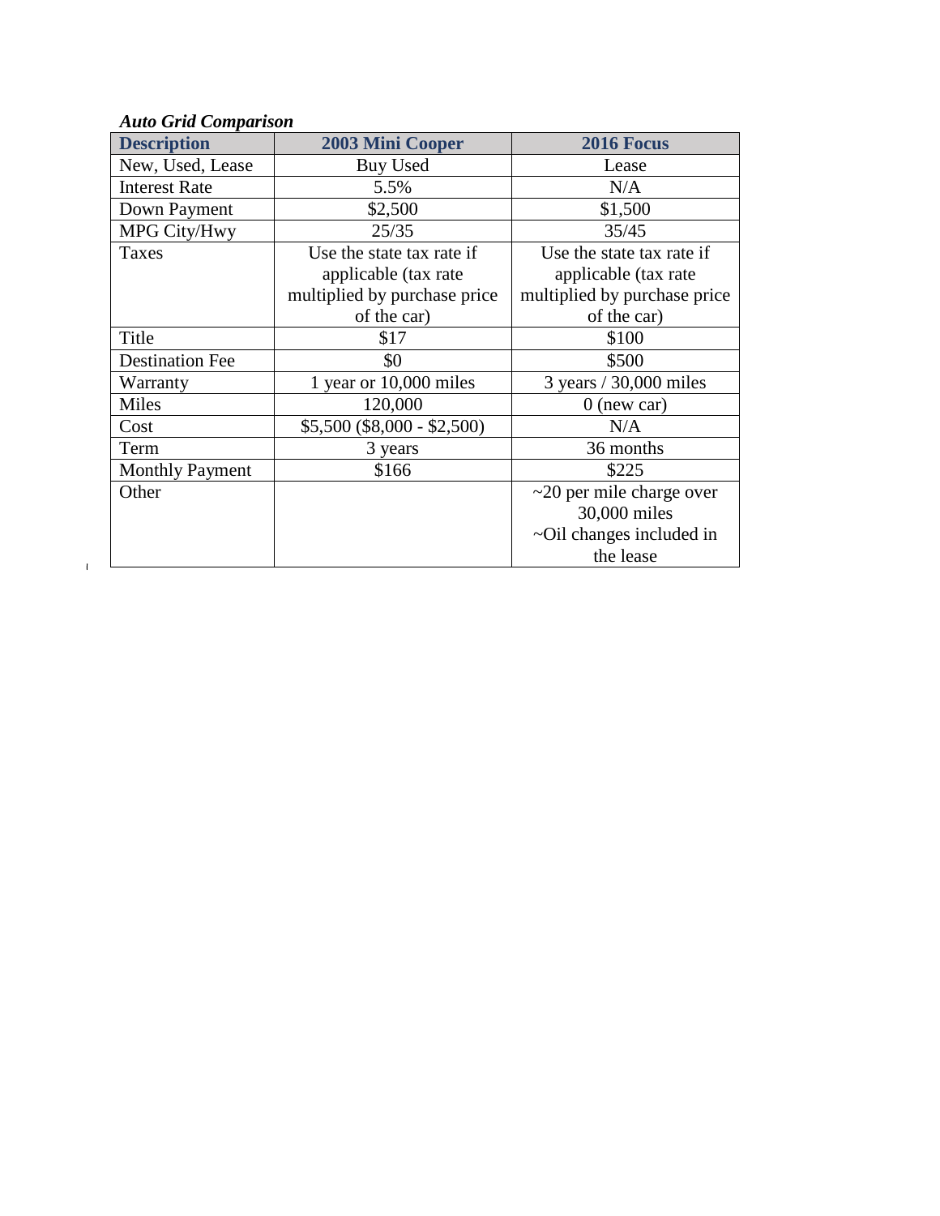***Auto Grid Comparison***

| Description | 2003 Mini Cooper | 2016 Focus |
|---|---|---|
| New, Used, Lease | Buy Used | Lease |
| Interest Rate | 5.5% | N/A |
| Down Payment | $2,500 | $1,500 |
| MPG City/Hwy | 25/35 | 35/45 |
| Taxes | Use the state tax rate if applicable (tax rate multiplied by purchase price of the car) | Use the state tax rate if applicable (tax rate multiplied by purchase price of the car) |
| Title | $17 | $100 |
| Destination Fee | $0 | $500 |
| Warranty | 1 year or 10,000 miles | 3 years / 30,000 miles |
| Miles | 120,000 | 0 (new car) |
| Cost | $5,500 ($8,000 - $2,500) | N/A |
| Term | 3 years | 36 months |
| Monthly Payment | $166 | $225 |
| Other | | ~20 per mile charge over 30,000 miles<br>~Oil changes included in the lease |